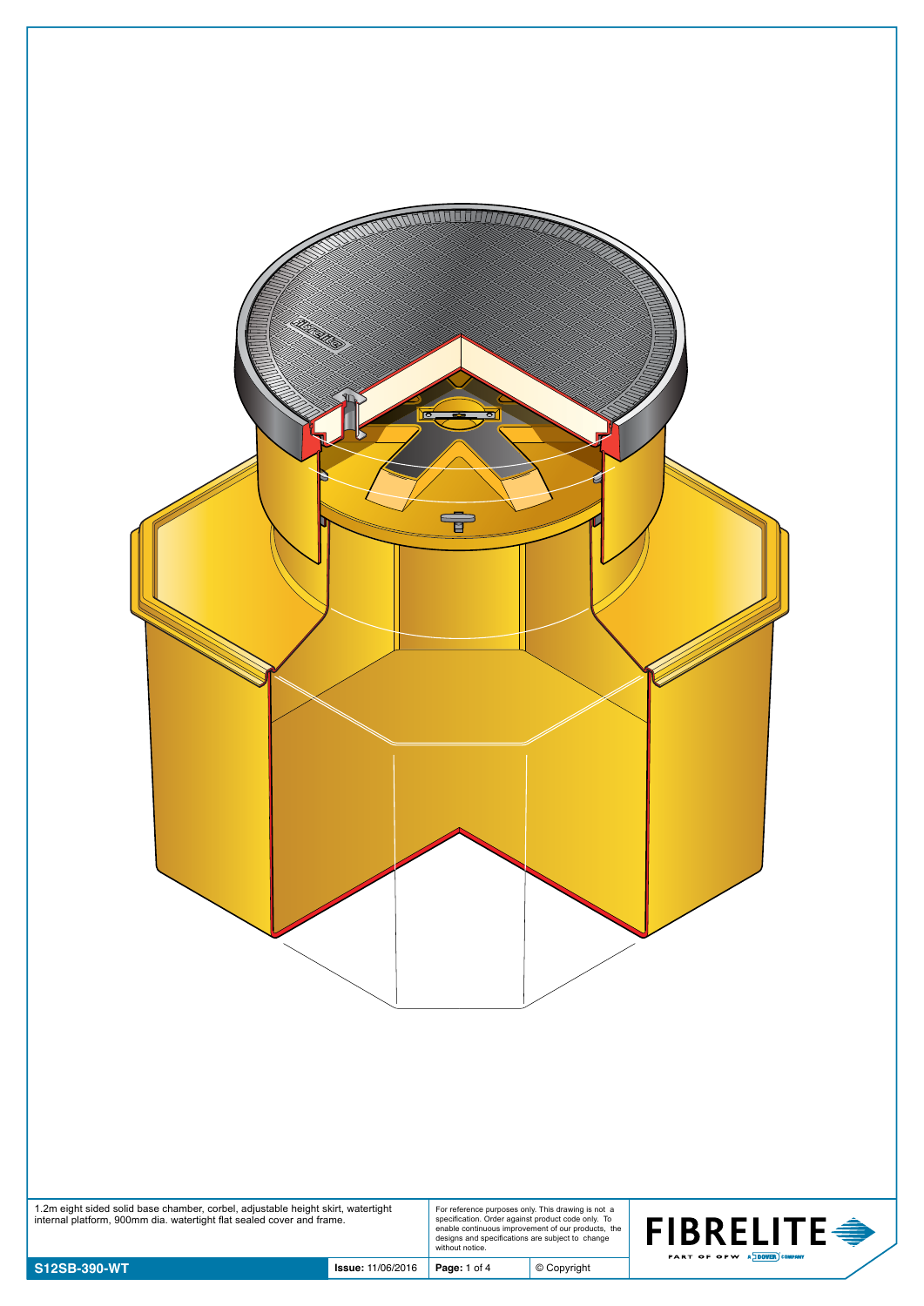1.2m eight sided solid base chamber, corbel, adjustable height skirt, watertight internal platform, 900mm dia. watertight flat sealed cover and frame.

For reference purposes only. This drawing is not a specification. Order against product code only. To enable continuous improvement of our products, the designs and specifications are subject to change without notice.

**S12SB-390-WT** | **Issue:** 11/06/2016 | © Copyright

FIBRELITE PART OF OPW A DOVER COMPANY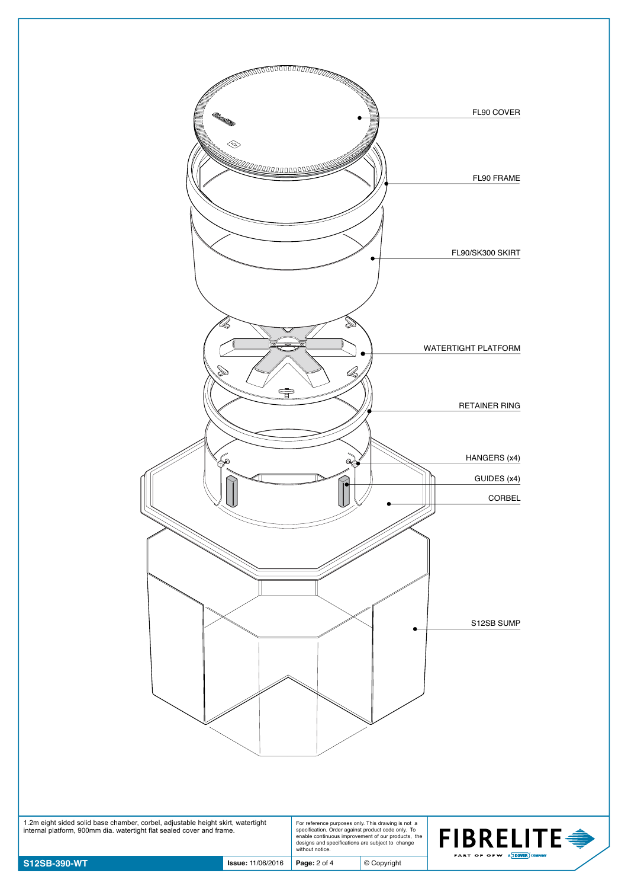FL90 COVER

FL90 FRAME

FL90/SK300 SKIRT

WATERTIGHT PLATFORM

RETAINER RING

HANGERS (x4)

GUIDES (x4)

CORBEL

S12SB SUMP

1.2m eight sided solid base chamber, corbel, adjustable height skirt, watertight internal platform, 900mm dia. watertight flat sealed cover and frame.

For reference purposes only. This drawing is not a specification. Order against product code only. To enable continuous improvement of our products, the designs and specifications are subject to change without notice.

FIBRELITE

PART OF OPW A DOVER COMPANY

| S12SB-390-WT | **Issue:** 11/06/2016 | **Page:** 2 of 4 | © Copyright |
|---|---|---|---|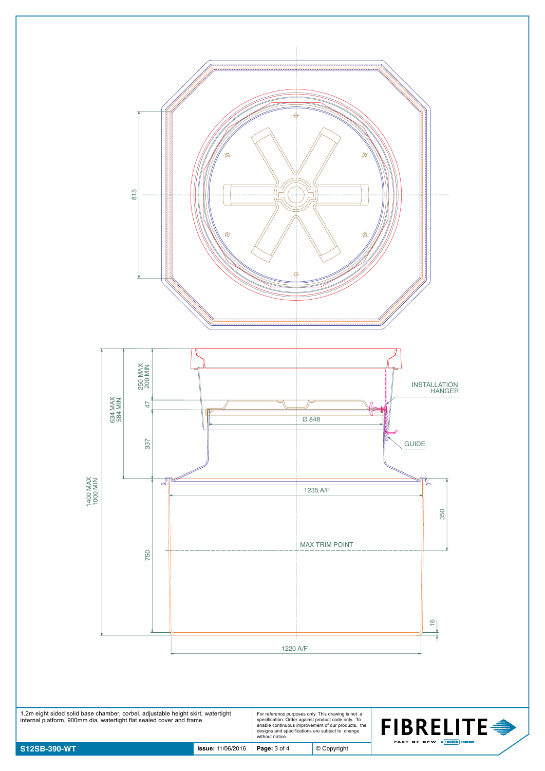815

250 MAX
200 MIN

634 MAX
584 MIN

47

Ø 848

INSTALLATION
HANGER

GUIDE

337

1400 MAX
1000 MIN

1235 A/F

350

MAX TRIM POINT

750

16

1220 A/F

| 1.2m eight sided solid base chamber, corbel, adjustable height skirt, watertight internal platform, 900mm dia. watertight flat sealed cover and frame. | | For reference purposes only. This drawing is not a specification. Order against product code only. To enable continuous improvement of our products, the designs and specifications are subject to change without notice. | | FIBRELITE PART OF OPW A DOVER COMPANY |
|---|---|---|---|---|
| **S12SB-390-WT** | **Issue:** 11/06/2016 | **Page:** 3 of 4 | © Copyright | |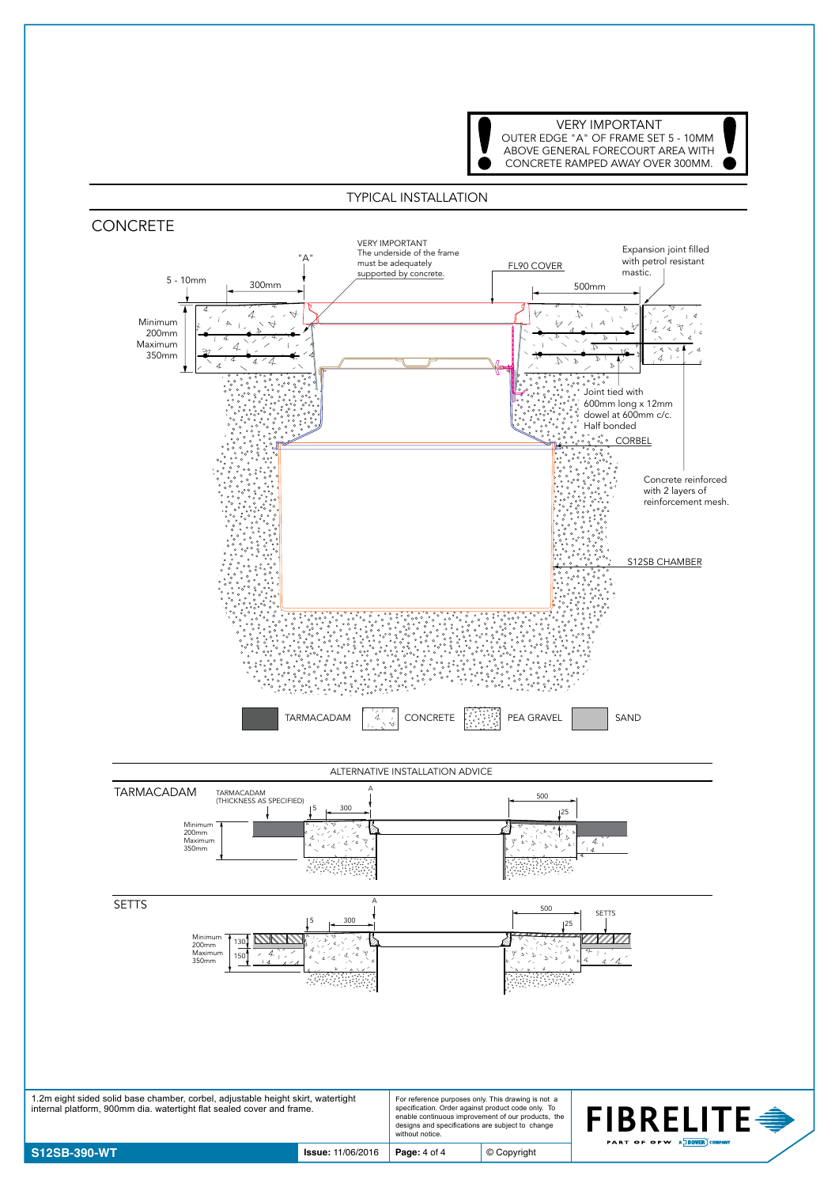VERY IMPORTANT
OUTER EDGE "A" OF FRAME SET 5 - 10MM ABOVE GENERAL FORECOURT AREA WITH CONCRETE RAMPED AWAY OVER 300MM.

## TYPICAL INSTALLATION

### CONCRETE

"A"

VERY IMPORTANT
The underside of the frame must be adequately supported by concrete.

FL90 COVER

Expansion joint filled with petrol resistant mastic.

5 - 10mm

300mm

500mm

Minimum 200mm
Maximum 350mm

Joint tied with 600mm long x 12mm dowel at 600mm c/c. Half bonded

CORBEL

Concrete reinforced with 2 layers of reinforcement mesh.

S12SB CHAMBER

TARMACADAM
CONCRETE
PEA GRAVEL
SAND

## ALTERNATIVE INSTALLATION ADVICE

### TARMACADAM

TARMACADAM (THICKNESS AS SPECIFIED)

A

5
300
500
25

Minimum 200mm
Maximum 350mm

### SETTS

A

5
300
500
25

SETTS

Minimum 200mm
Maximum 350mm

130
150

1.2m eight sided solid base chamber, corbel, adjustable height skirt, watertight internal platform, 900mm dia. watertight flat sealed cover and frame.

For reference purposes only. This drawing is not a specification. Order against product code only. To enable continuous improvement of our products, the designs and specifications are subject to change without notice.

FIBRELITE
PART OF OPW A DOVER COMPANY

**S12SB-390-WT** | **Issue:** 11/06/2016 | © Copyright